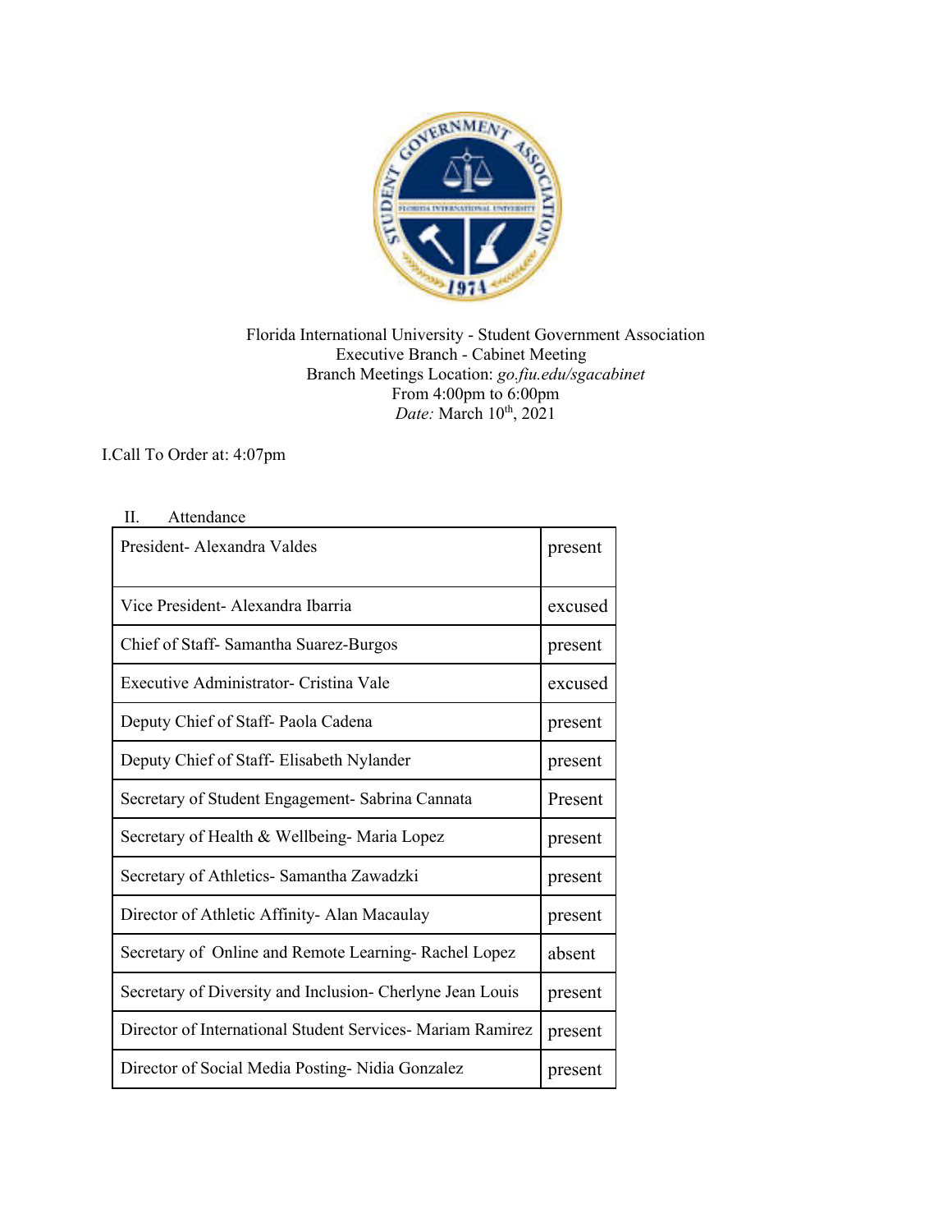Florida International University - Student Government Association
Executive Branch - Cabinet Meeting
Branch Meetings Location: *go.fiu.edu/sgacabinet*
From 4:00pm to 6:00pm
*Date:* March 10th, 2021

I. Call To Order at: 4:07pm

II. Attendance

| | |
|---|---|
| President- Alexandra Valdes | present |
| Vice President- Alexandra Ibarria | excused |
| Chief of Staff- Samantha Suarez-Burgos | present |
| Executive Administrator- Cristina Vale | excused |
| Deputy Chief of Staff- Paola Cadena | present |
| Deputy Chief of Staff- Elisabeth Nylander | present |
| Secretary of Student Engagement- Sabrina Cannata | Present |
| Secretary of Health & Wellbeing- Maria Lopez | present |
| Secretary of Athletics- Samantha Zawadzki | present |
| Director of Athletic Affinity- Alan Macaulay | present |
| Secretary of Online and Remote Learning- Rachel Lopez | absent |
| Secretary of Diversity and Inclusion- Cherlyne Jean Louis | present |
| Director of International Student Services- Mariam Ramirez | present |
| Director of Social Media Posting- Nidia Gonzalez | present |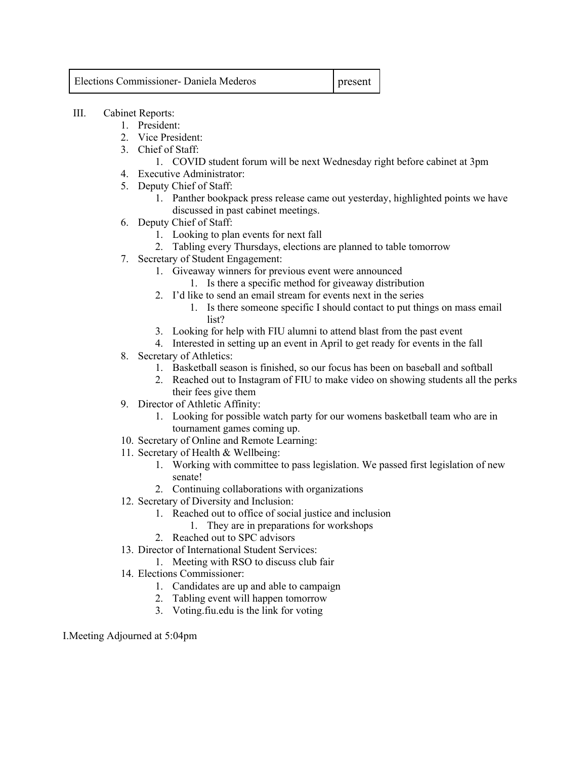| | |
|---|---|
| Elections Commissioner- Daniela Mederos | present |

III. Cabinet Reports:

1. President:
2. Vice President:
3. Chief of Staff:
    1. COVID student forum will be next Wednesday right before cabinet at 3pm
4. Executive Administrator:
5. Deputy Chief of Staff:
    1. Panther bookpack press release came out yesterday, highlighted points we have discussed in past cabinet meetings.
6. Deputy Chief of Staff:
    1. Looking to plan events for next fall
    2. Tabling every Thursdays, elections are planned to table tomorrow
7. Secretary of Student Engagement:
    1. Giveaway winners for previous event were announced
        1. Is there a specific method for giveaway distribution
    2. I'd like to send an email stream for events next in the series
        1. Is there someone specific I should contact to put things on mass email list?
    3. Looking for help with FIU alumni to attend blast from the past event
    4. Interested in setting up an event in April to get ready for events in the fall
8. Secretary of Athletics:
    1. Basketball season is finished, so our focus has been on baseball and softball
    2. Reached out to Instagram of FIU to make video on showing students all the perks their fees give them
9. Director of Athletic Affinity:
    1. Looking for possible watch party for our womens basketball team who are in tournament games coming up.
10. Secretary of Online and Remote Learning:
11. Secretary of Health & Wellbeing:
    1. Working with committee to pass legislation. We passed first legislation of new senate!
    2. Continuing collaborations with organizations
12. Secretary of Diversity and Inclusion:
    1. Reached out to office of social justice and inclusion
        1. They are in preparations for workshops
    2. Reached out to SPC advisors
13. Director of International Student Services:
    1. Meeting with RSO to discuss club fair
14. Elections Commissioner:
    1. Candidates are up and able to campaign
    2. Tabling event will happen tomorrow
    3. Voting.fiu.edu is the link for voting

I.Meeting Adjourned at 5:04pm